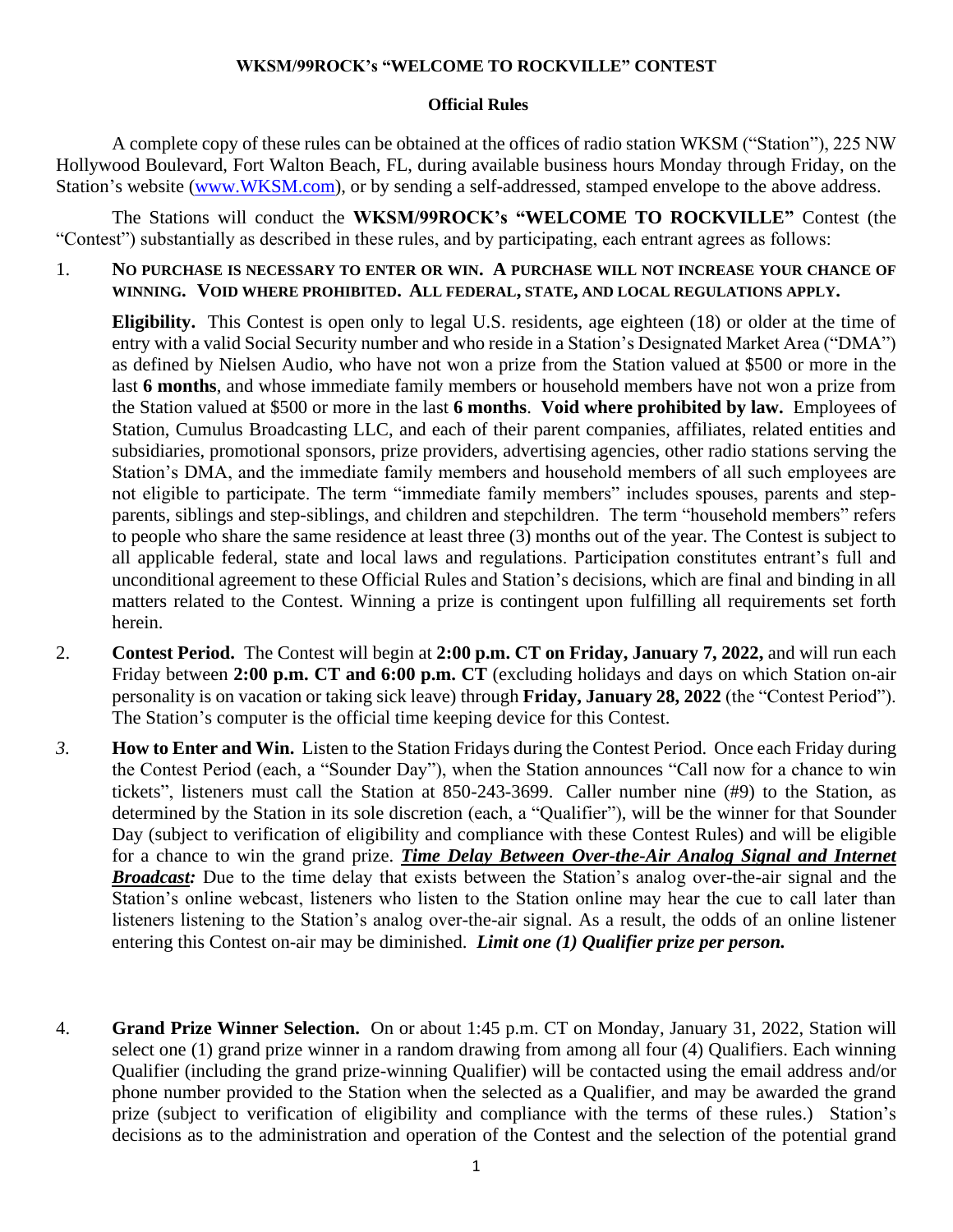**WKSM/99ROCK's "WELCOME TO ROCKVILLE" CONTEST**

**Official Rules**

A complete copy of these rules can be obtained at the offices of radio station WKSM ("Station"), 225 NW Hollywood Boulevard, Fort Walton Beach, FL, during available business hours Monday through Friday, on the Station's website (www.WKSM.com), or by sending a self-addressed, stamped envelope to the above address.

The Stations will conduct the **WKSM/99ROCK's "WELCOME TO ROCKVILLE"** Contest (the "Contest") substantially as described in these rules, and by participating, each entrant agrees as follows:

1. **NO PURCHASE IS NECESSARY TO ENTER OR WIN. A PURCHASE WILL NOT INCREASE YOUR CHANCE OF WINNING. VOID WHERE PROHIBITED. ALL FEDERAL, STATE, AND LOCAL REGULATIONS APPLY.**

   **Eligibility.** This Contest is open only to legal U.S. residents, age eighteen (18) or older at the time of entry with a valid Social Security number and who reside in a Station's Designated Market Area ("DMA") as defined by Nielsen Audio, who have not won a prize from the Station valued at $500 or more in the last **6 months**, and whose immediate family members or household members have not won a prize from the Station valued at $500 or more in the last **6 months**. **Void where prohibited by law.** Employees of Station, Cumulus Broadcasting LLC, and each of their parent companies, affiliates, related entities and subsidiaries, promotional sponsors, prize providers, advertising agencies, other radio stations serving the Station's DMA, and the immediate family members and household members of all such employees are not eligible to participate. The term "immediate family members" includes spouses, parents and step-parents, siblings and step-siblings, and children and stepchildren. The term "household members" refers to people who share the same residence at least three (3) months out of the year. The Contest is subject to all applicable federal, state and local laws and regulations. Participation constitutes entrant's full and unconditional agreement to these Official Rules and Station's decisions, which are final and binding in all matters related to the Contest. Winning a prize is contingent upon fulfilling all requirements set forth herein.

2. **Contest Period.** The Contest will begin at **2:00 p.m. CT on Friday, January 7, 2022,** and will run each Friday between **2:00 p.m. CT and 6:00 p.m. CT** (excluding holidays and days on which Station on-air personality is on vacation or taking sick leave) through **Friday, January 28, 2022** (the "Contest Period"). The Station's computer is the official time keeping device for this Contest.

3. **How to Enter and Win.** Listen to the Station Fridays during the Contest Period. Once each Friday during the Contest Period (each, a "Sounder Day"), when the Station announces "Call now for a chance to win tickets", listeners must call the Station at 850-243-3699. Caller number nine (#9) to the Station, as determined by the Station in its sole discretion (each, a "Qualifier"), will be the winner for that Sounder Day (subject to verification of eligibility and compliance with these Contest Rules) and will be eligible for a chance to win the grand prize. ***<u>Time Delay Between Over-the-Air Analog Signal and Internet Broadcast</u>:*** Due to the time delay that exists between the Station's analog over-the-air signal and the Station's online webcast, listeners who listen to the Station online may hear the cue to call later than listeners listening to the Station's analog over-the-air signal. As a result, the odds of an online listener entering this Contest on-air may be diminished. ***Limit one (1) Qualifier prize per person.***

4. **Grand Prize Winner Selection.** On or about 1:45 p.m. CT on Monday, January 31, 2022, Station will select one (1) grand prize winner in a random drawing from among all four (4) Qualifiers. Each winning Qualifier (including the grand prize-winning Qualifier) will be contacted using the email address and/or phone number provided to the Station when the selected as a Qualifier, and may be awarded the grand prize (subject to verification of eligibility and compliance with the terms of these rules.) Station's decisions as to the administration and operation of the Contest and the selection of the potential grand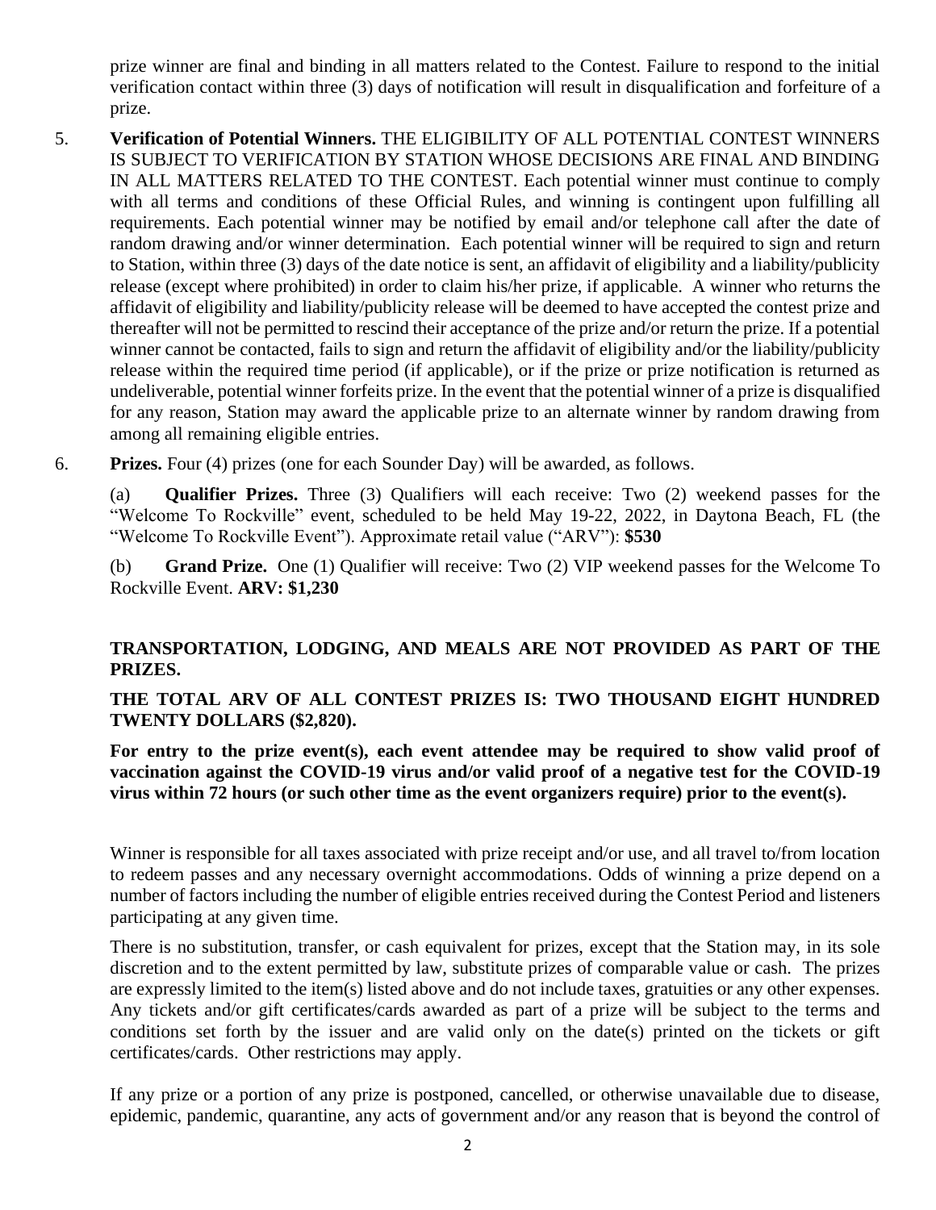prize winner are final and binding in all matters related to the Contest. Failure to respond to the initial verification contact within three (3) days of notification will result in disqualification and forfeiture of a prize.

5. **Verification of Potential Winners.** THE ELIGIBILITY OF ALL POTENTIAL CONTEST WINNERS IS SUBJECT TO VERIFICATION BY STATION WHOSE DECISIONS ARE FINAL AND BINDING IN ALL MATTERS RELATED TO THE CONTEST. Each potential winner must continue to comply with all terms and conditions of these Official Rules, and winning is contingent upon fulfilling all requirements. Each potential winner may be notified by email and/or telephone call after the date of random drawing and/or winner determination. Each potential winner will be required to sign and return to Station, within three (3) days of the date notice is sent, an affidavit of eligibility and a liability/publicity release (except where prohibited) in order to claim his/her prize, if applicable. A winner who returns the affidavit of eligibility and liability/publicity release will be deemed to have accepted the contest prize and thereafter will not be permitted to rescind their acceptance of the prize and/or return the prize. If a potential winner cannot be contacted, fails to sign and return the affidavit of eligibility and/or the liability/publicity release within the required time period (if applicable), or if the prize or prize notification is returned as undeliverable, potential winner forfeits prize. In the event that the potential winner of a prize is disqualified for any reason, Station may award the applicable prize to an alternate winner by random drawing from among all remaining eligible entries.

6. **Prizes.** Four (4) prizes (one for each Sounder Day) will be awarded, as follows.

   (a) **Qualifier Prizes.** Three (3) Qualifiers will each receive: Two (2) weekend passes for the "Welcome To Rockville" event, scheduled to be held May 19-22, 2022, in Daytona Beach, FL (the "Welcome To Rockville Event"). Approximate retail value ("ARV"): **$530**

   (b) **Grand Prize.** One (1) Qualifier will receive: Two (2) VIP weekend passes for the Welcome To Rockville Event. **ARV: $1,230**

   **TRANSPORTATION, LODGING, AND MEALS ARE NOT PROVIDED AS PART OF THE PRIZES.**

   **THE TOTAL ARV OF ALL CONTEST PRIZES IS: TWO THOUSAND EIGHT HUNDRED TWENTY DOLLARS ($2,820).**

   **For entry to the prize event(s), each event attendee may be required to show valid proof of vaccination against the COVID-19 virus and/or valid proof of a negative test for the COVID-19 virus within 72 hours (or such other time as the event organizers require) prior to the event(s).**

   Winner is responsible for all taxes associated with prize receipt and/or use, and all travel to/from location to redeem passes and any necessary overnight accommodations. Odds of winning a prize depend on a number of factors including the number of eligible entries received during the Contest Period and listeners participating at any given time.

   There is no substitution, transfer, or cash equivalent for prizes, except that the Station may, in its sole discretion and to the extent permitted by law, substitute prizes of comparable value or cash. The prizes are expressly limited to the item(s) listed above and do not include taxes, gratuities or any other expenses. Any tickets and/or gift certificates/cards awarded as part of a prize will be subject to the terms and conditions set forth by the issuer and are valid only on the date(s) printed on the tickets or gift certificates/cards. Other restrictions may apply.

   If any prize or a portion of any prize is postponed, cancelled, or otherwise unavailable due to disease, epidemic, pandemic, quarantine, any acts of government and/or any reason that is beyond the control of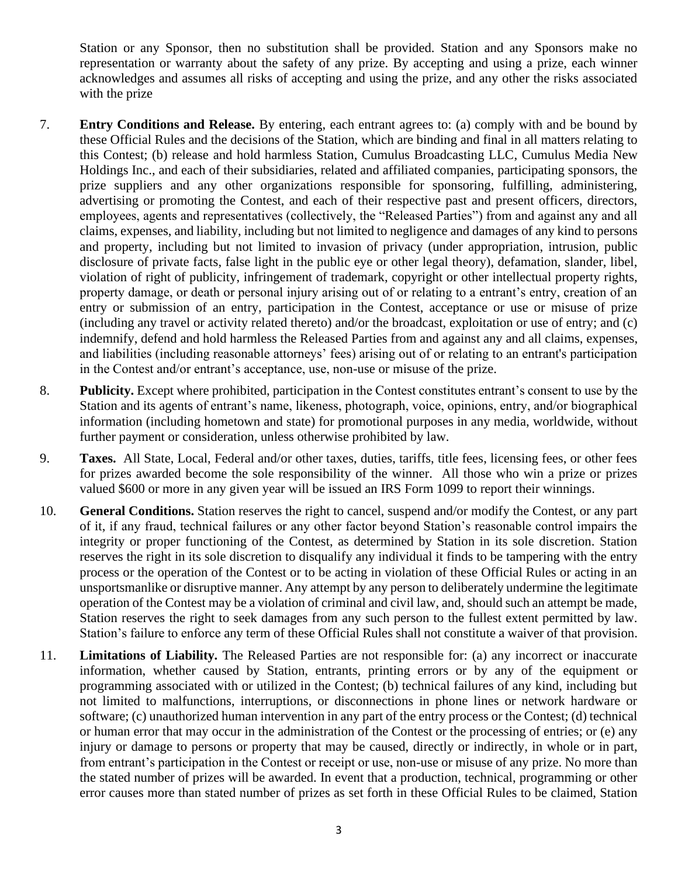Station or any Sponsor, then no substitution shall be provided. Station and any Sponsors make no representation or warranty about the safety of any prize. By accepting and using a prize, each winner acknowledges and assumes all risks of accepting and using the prize, and any other the risks associated with the prize

7. **Entry Conditions and Release.** By entering, each entrant agrees to: (a) comply with and be bound by these Official Rules and the decisions of the Station, which are binding and final in all matters relating to this Contest; (b) release and hold harmless Station, Cumulus Broadcasting LLC, Cumulus Media New Holdings Inc., and each of their subsidiaries, related and affiliated companies, participating sponsors, the prize suppliers and any other organizations responsible for sponsoring, fulfilling, administering, advertising or promoting the Contest, and each of their respective past and present officers, directors, employees, agents and representatives (collectively, the "Released Parties") from and against any and all claims, expenses, and liability, including but not limited to negligence and damages of any kind to persons and property, including but not limited to invasion of privacy (under appropriation, intrusion, public disclosure of private facts, false light in the public eye or other legal theory), defamation, slander, libel, violation of right of publicity, infringement of trademark, copyright or other intellectual property rights, property damage, or death or personal injury arising out of or relating to a entrant's entry, creation of an entry or submission of an entry, participation in the Contest, acceptance or use or misuse of prize (including any travel or activity related thereto) and/or the broadcast, exploitation or use of entry; and (c) indemnify, defend and hold harmless the Released Parties from and against any and all claims, expenses, and liabilities (including reasonable attorneys' fees) arising out of or relating to an entrant's participation in the Contest and/or entrant's acceptance, use, non-use or misuse of the prize.

8. **Publicity.** Except where prohibited, participation in the Contest constitutes entrant's consent to use by the Station and its agents of entrant's name, likeness, photograph, voice, opinions, entry, and/or biographical information (including hometown and state) for promotional purposes in any media, worldwide, without further payment or consideration, unless otherwise prohibited by law.

9. **Taxes.** All State, Local, Federal and/or other taxes, duties, tariffs, title fees, licensing fees, or other fees for prizes awarded become the sole responsibility of the winner. All those who win a prize or prizes valued $600 or more in any given year will be issued an IRS Form 1099 to report their winnings.

10. **General Conditions.** Station reserves the right to cancel, suspend and/or modify the Contest, or any part of it, if any fraud, technical failures or any other factor beyond Station's reasonable control impairs the integrity or proper functioning of the Contest, as determined by Station in its sole discretion. Station reserves the right in its sole discretion to disqualify any individual it finds to be tampering with the entry process or the operation of the Contest or to be acting in violation of these Official Rules or acting in an unsportsmanlike or disruptive manner. Any attempt by any person to deliberately undermine the legitimate operation of the Contest may be a violation of criminal and civil law, and, should such an attempt be made, Station reserves the right to seek damages from any such person to the fullest extent permitted by law. Station's failure to enforce any term of these Official Rules shall not constitute a waiver of that provision.

11. **Limitations of Liability.** The Released Parties are not responsible for: (a) any incorrect or inaccurate information, whether caused by Station, entrants, printing errors or by any of the equipment or programming associated with or utilized in the Contest; (b) technical failures of any kind, including but not limited to malfunctions, interruptions, or disconnections in phone lines or network hardware or software; (c) unauthorized human intervention in any part of the entry process or the Contest; (d) technical or human error that may occur in the administration of the Contest or the processing of entries; or (e) any injury or damage to persons or property that may be caused, directly or indirectly, in whole or in part, from entrant's participation in the Contest or receipt or use, non-use or misuse of any prize. No more than the stated number of prizes will be awarded. In event that a production, technical, programming or other error causes more than stated number of prizes as set forth in these Official Rules to be claimed, Station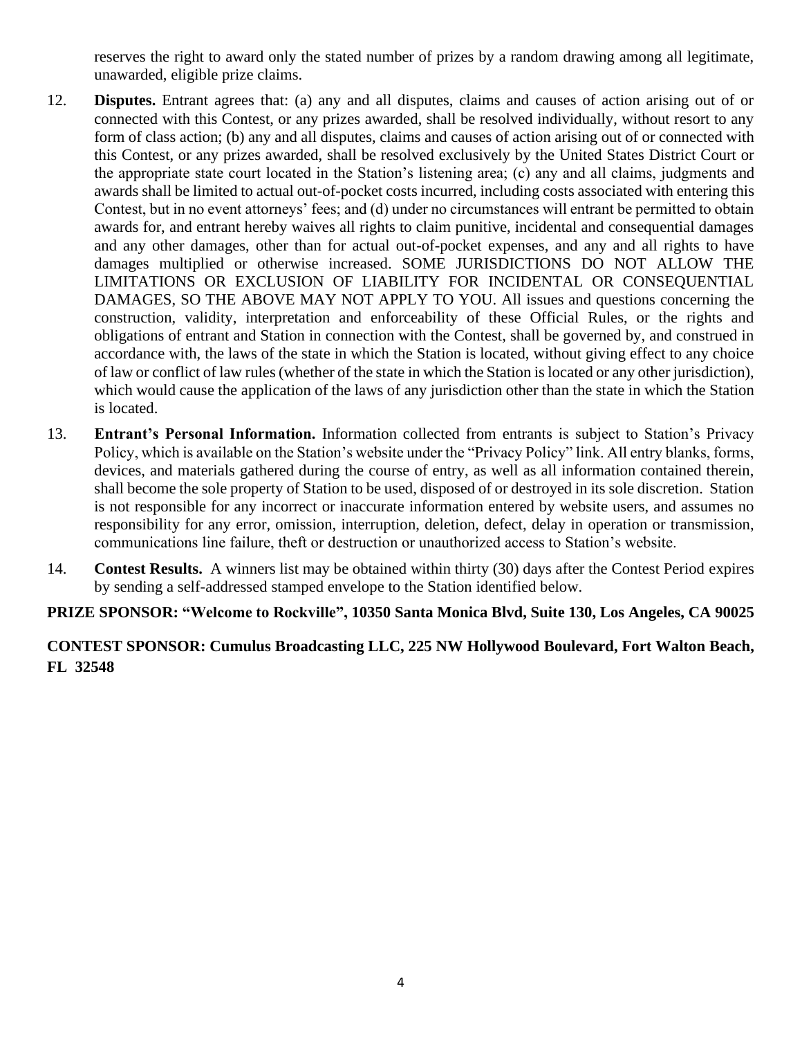reserves the right to award only the stated number of prizes by a random drawing among all legitimate, unawarded, eligible prize claims.

12. **Disputes.** Entrant agrees that: (a) any and all disputes, claims and causes of action arising out of or connected with this Contest, or any prizes awarded, shall be resolved individually, without resort to any form of class action; (b) any and all disputes, claims and causes of action arising out of or connected with this Contest, or any prizes awarded, shall be resolved exclusively by the United States District Court or the appropriate state court located in the Station's listening area; (c) any and all claims, judgments and awards shall be limited to actual out-of-pocket costs incurred, including costs associated with entering this Contest, but in no event attorneys' fees; and (d) under no circumstances will entrant be permitted to obtain awards for, and entrant hereby waives all rights to claim punitive, incidental and consequential damages and any other damages, other than for actual out-of-pocket expenses, and any and all rights to have damages multiplied or otherwise increased. SOME JURISDICTIONS DO NOT ALLOW THE LIMITATIONS OR EXCLUSION OF LIABILITY FOR INCIDENTAL OR CONSEQUENTIAL DAMAGES, SO THE ABOVE MAY NOT APPLY TO YOU. All issues and questions concerning the construction, validity, interpretation and enforceability of these Official Rules, or the rights and obligations of entrant and Station in connection with the Contest, shall be governed by, and construed in accordance with, the laws of the state in which the Station is located, without giving effect to any choice of law or conflict of law rules (whether of the state in which the Station is located or any other jurisdiction), which would cause the application of the laws of any jurisdiction other than the state in which the Station is located.

13. **Entrant's Personal Information.** Information collected from entrants is subject to Station's Privacy Policy, which is available on the Station's website under the "Privacy Policy" link. All entry blanks, forms, devices, and materials gathered during the course of entry, as well as all information contained therein, shall become the sole property of Station to be used, disposed of or destroyed in its sole discretion. Station is not responsible for any incorrect or inaccurate information entered by website users, and assumes no responsibility for any error, omission, interruption, deletion, defect, delay in operation or transmission, communications line failure, theft or destruction or unauthorized access to Station's website.

14. **Contest Results.** A winners list may be obtained within thirty (30) days after the Contest Period expires by sending a self-addressed stamped envelope to the Station identified below.

**PRIZE SPONSOR: "Welcome to Rockville", 10350 Santa Monica Blvd, Suite 130, Los Angeles, CA 90025**

**CONTEST SPONSOR: Cumulus Broadcasting LLC, 225 NW Hollywood Boulevard, Fort Walton Beach, FL 32548**